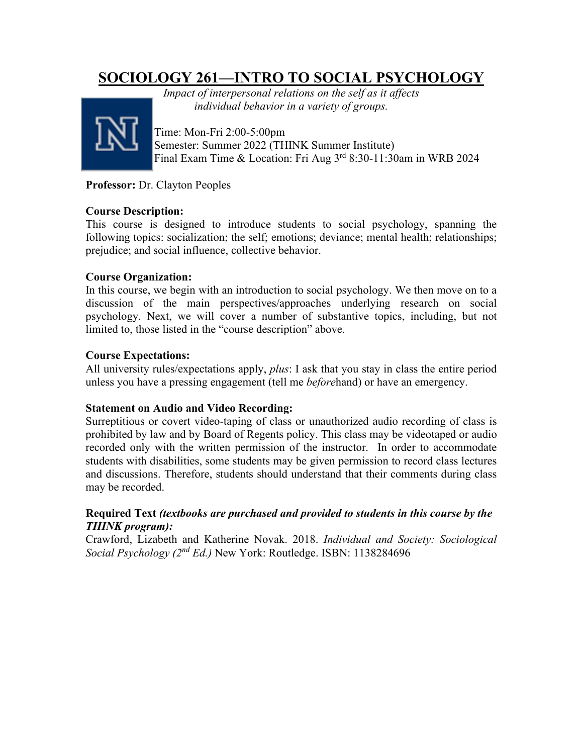# SOCIOLOGY 261—INTRO TO SOCIAL PSYCHOLOGY

*Impact of interpersonal relations on the self as it affects individual behavior in a variety of groups.*

Time: Mon-Fri 2:00-5:00pm
Semester: Summer 2022 (THINK Summer Institute)
Final Exam Time & Location: Fri Aug 3rd 8:30-11:30am in WRB 2024

**Professor:** Dr. Clayton Peoples

**Course Description:**
This course is designed to introduce students to social psychology, spanning the following topics: socialization; the self; emotions; deviance; mental health; relationships; prejudice; and social influence, collective behavior.

**Course Organization:**
In this course, we begin with an introduction to social psychology. We then move on to a discussion of the main perspectives/approaches underlying research on social psychology. Next, we will cover a number of substantive topics, including, but not limited to, those listed in the "course description" above.

**Course Expectations:**
All university rules/expectations apply, *plus*: I ask that you stay in class the entire period unless you have a pressing engagement (tell me *before*hand) or have an emergency.

**Statement on Audio and Video Recording:**
Surreptitious or covert video-taping of class or unauthorized audio recording of class is prohibited by law and by Board of Regents policy. This class may be videotaped or audio recorded only with the written permission of the instructor. In order to accommodate students with disabilities, some students may be given permission to record class lectures and discussions. Therefore, students should understand that their comments during class may be recorded.

**Required Text *(textbooks are purchased and provided to students in this course by the THINK program):***
Crawford, Lizabeth and Katherine Novak. 2018. *Individual and Society: Sociological Social Psychology (2nd Ed.)* New York: Routledge. ISBN: 1138284696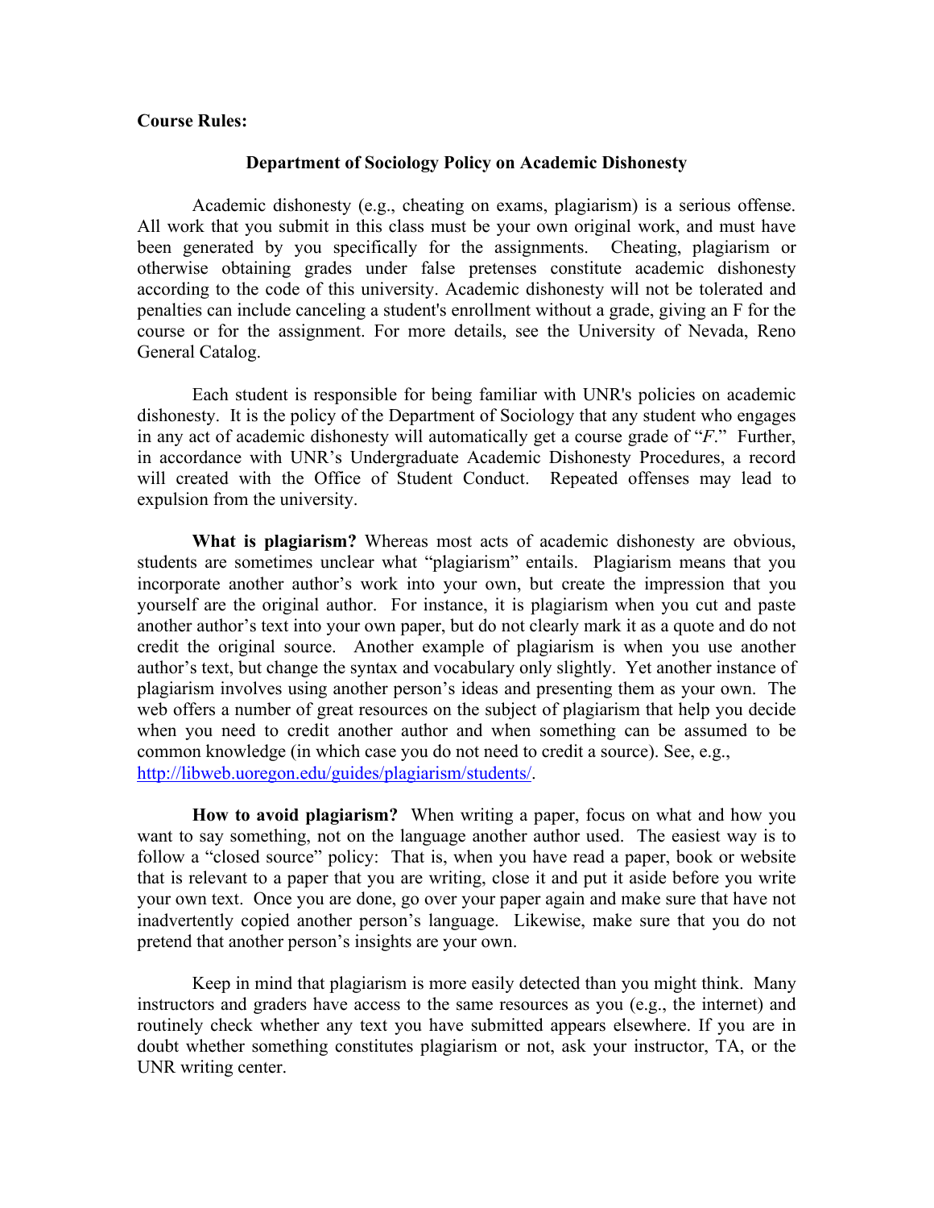**Course Rules:**

### Department of Sociology Policy on Academic Dishonesty

Academic dishonesty (e.g., cheating on exams, plagiarism) is a serious offense. All work that you submit in this class must be your own original work, and must have been generated by you specifically for the assignments. Cheating, plagiarism or otherwise obtaining grades under false pretenses constitute academic dishonesty according to the code of this university. Academic dishonesty will not be tolerated and penalties can include canceling a student's enrollment without a grade, giving an F for the course or for the assignment. For more details, see the University of Nevada, Reno General Catalog.

Each student is responsible for being familiar with UNR's policies on academic dishonesty. It is the policy of the Department of Sociology that any student who engages in any act of academic dishonesty will automatically get a course grade of "*F*." Further, in accordance with UNR's Undergraduate Academic Dishonesty Procedures, a record will created with the Office of Student Conduct. Repeated offenses may lead to expulsion from the university.

**What is plagiarism?** Whereas most acts of academic dishonesty are obvious, students are sometimes unclear what "plagiarism" entails. Plagiarism means that you incorporate another author's work into your own, but create the impression that you yourself are the original author. For instance, it is plagiarism when you cut and paste another author's text into your own paper, but do not clearly mark it as a quote and do not credit the original source. Another example of plagiarism is when you use another author's text, but change the syntax and vocabulary only slightly. Yet another instance of plagiarism involves using another person's ideas and presenting them as your own. The web offers a number of great resources on the subject of plagiarism that help you decide when you need to credit another author and when something can be assumed to be common knowledge (in which case you do not need to credit a source). See, e.g., http://libweb.uoregon.edu/guides/plagiarism/students/.

**How to avoid plagiarism?** When writing a paper, focus on what and how you want to say something, not on the language another author used. The easiest way is to follow a "closed source" policy: That is, when you have read a paper, book or website that is relevant to a paper that you are writing, close it and put it aside before you write your own text. Once you are done, go over your paper again and make sure that have not inadvertently copied another person's language. Likewise, make sure that you do not pretend that another person's insights are your own.

Keep in mind that plagiarism is more easily detected than you might think. Many instructors and graders have access to the same resources as you (e.g., the internet) and routinely check whether any text you have submitted appears elsewhere. If you are in doubt whether something constitutes plagiarism or not, ask your instructor, TA, or the UNR writing center.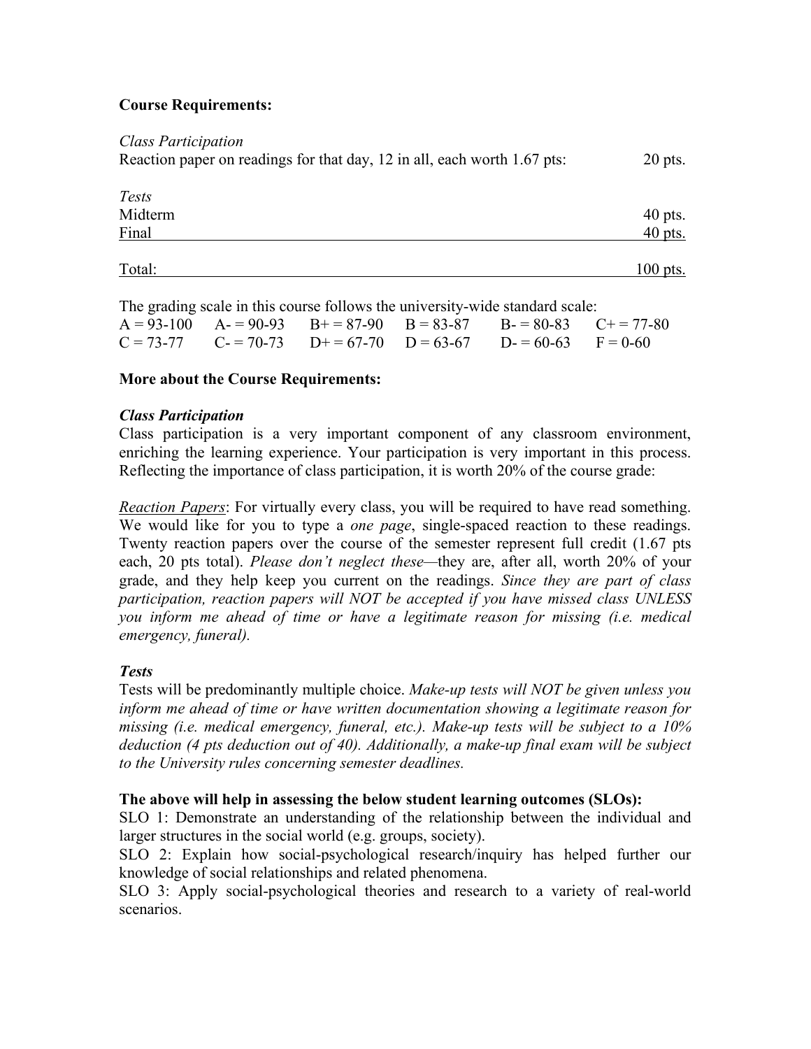**Course Requirements:**

| | |
|---|---|
| *Class Participation* | |
| Reaction paper on readings for that day, 12 in all, each worth 1.67 pts: | 20 pts. |
| *Tests* | |
| Midterm | 40 pts. |
| Final | 40 pts. |
| Total: | 100 pts. |

The grading scale in this course follows the university-wide standard scale:

| | | | | | |
|---|---|---|---|---|---|
| A = 93-100 | A- = 90-93 | B+ = 87-90 | B = 83-87 | B- = 80-83 | C+ = 77-80 |
| C = 73-77 | C- = 70-73 | D+ = 67-70 | D = 63-67 | D- = 60-63 | F = 0-60 |

**More about the Course Requirements:**

***Class Participation***

Class participation is a very important component of any classroom environment, enriching the learning experience. Your participation is very important in this process. Reflecting the importance of class participation, it is worth 20% of the course grade:

<u>*Reaction Papers*</u>: For virtually every class, you will be required to have read something. We would like for you to type a *one page*, single-spaced reaction to these readings. Twenty reaction papers over the course of the semester represent full credit (1.67 pts each, 20 pts total). *Please don't neglect these*—they are, after all, worth 20% of your grade, and they help keep you current on the readings. *Since they are part of class participation, reaction papers will NOT be accepted if you have missed class UNLESS you inform me ahead of time or have a legitimate reason for missing (i.e. medical emergency, funeral).*

***Tests***

Tests will be predominantly multiple choice. *Make-up tests will NOT be given unless you inform me ahead of time or have written documentation showing a legitimate reason for missing (i.e. medical emergency, funeral, etc.). Make-up tests will be subject to a 10% deduction (4 pts deduction out of 40). Additionally, a make-up final exam will be subject to the University rules concerning semester deadlines.*

**The above will help in assessing the below student learning outcomes (SLOs):**

SLO 1: Demonstrate an understanding of the relationship between the individual and larger structures in the social world (e.g. groups, society).

SLO 2: Explain how social-psychological research/inquiry has helped further our knowledge of social relationships and related phenomena.

SLO 3: Apply social-psychological theories and research to a variety of real-world scenarios.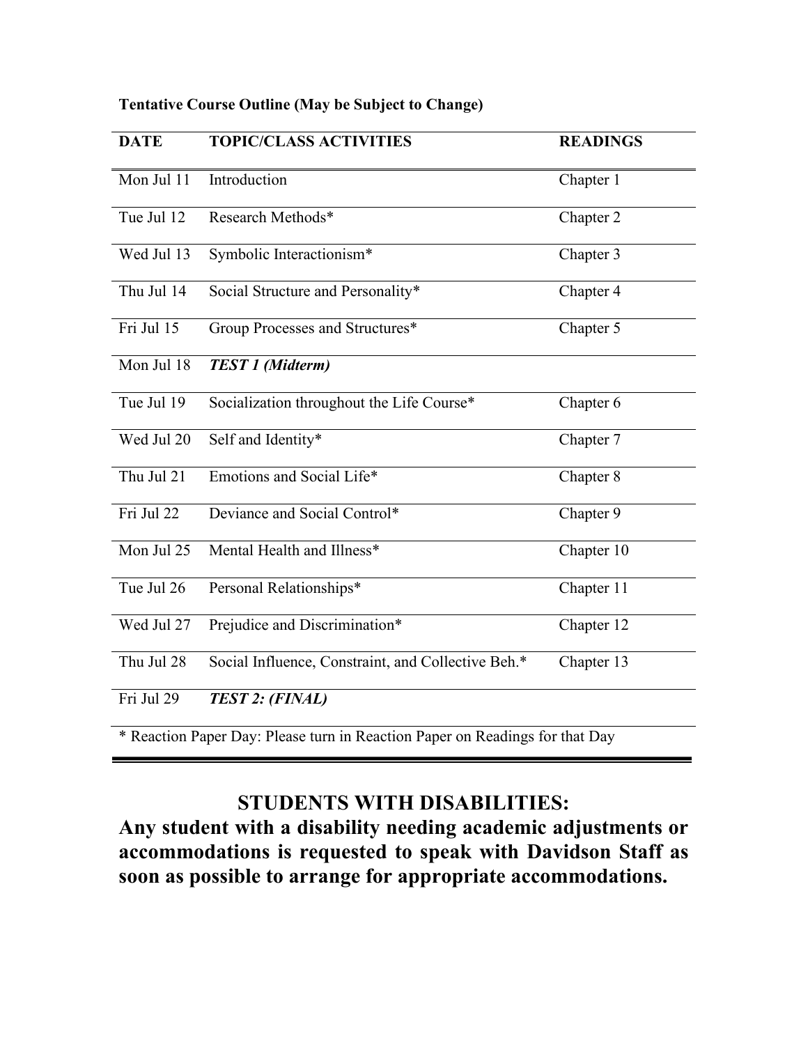**Tentative Course Outline (May be Subject to Change)**

| DATE | TOPIC/CLASS ACTIVITIES | READINGS |
|---|---|---|
| Mon Jul 11 | Introduction | Chapter 1 |
| Tue Jul 12 | Research Methods* | Chapter 2 |
| Wed Jul 13 | Symbolic Interactionism* | Chapter 3 |
| Thu Jul 14 | Social Structure and Personality* | Chapter 4 |
| Fri Jul 15 | Group Processes and Structures* | Chapter 5 |
| Mon Jul 18 | ***TEST 1 (Midterm)*** | |
| Tue Jul 19 | Socialization throughout the Life Course* | Chapter 6 |
| Wed Jul 20 | Self and Identity* | Chapter 7 |
| Thu Jul 21 | Emotions and Social Life* | Chapter 8 |
| Fri Jul 22 | Deviance and Social Control* | Chapter 9 |
| Mon Jul 25 | Mental Health and Illness* | Chapter 10 |
| Tue Jul 26 | Personal Relationships* | Chapter 11 |
| Wed Jul 27 | Prejudice and Discrimination* | Chapter 12 |
| Thu Jul 28 | Social Influence, Constraint, and Collective Beh.* | Chapter 13 |
| Fri Jul 29 | ***TEST 2: (FINAL)*** | |

* Reaction Paper Day: Please turn in Reaction Paper on Readings for that Day

## STUDENTS WITH DISABILITIES:

**Any student with a disability needing academic adjustments or accommodations is requested to speak with Davidson Staff as soon as possible to arrange for appropriate accommodations.**